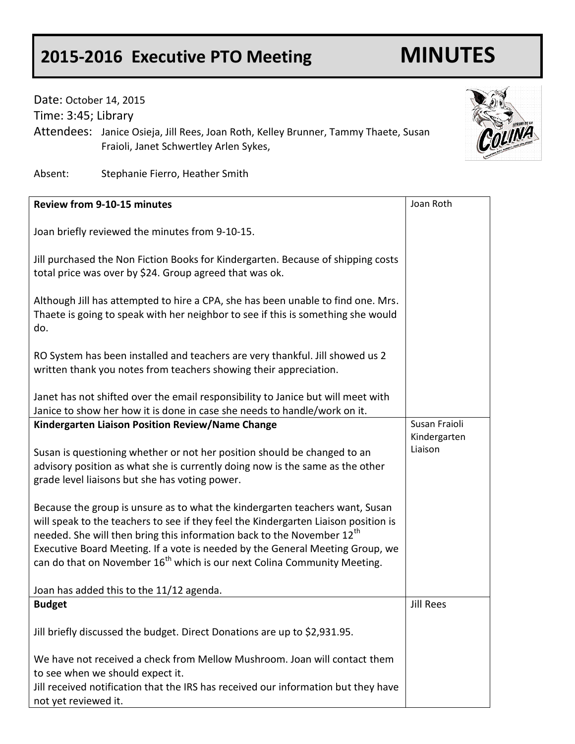# 2015-2016 Executive PTO Meeting MINUTES

Date: October 14, 2015

Time: 3:45; Library

Attendees: Janice Osieja, Jill Rees, Joan Roth, Kelley Brunner, Tammy Thaete, Susan Fraioli, Janet Schwertley Arlen Sykes,

Absent: Stephanie Fierro, Heather Smith

| | |
|---|---|
| **Review from 9-10-15 minutes**<br><br>Joan briefly reviewed the minutes from 9-10-15.<br><br>Jill purchased the Non Fiction Books for Kindergarten. Because of shipping costs total price was over by $24. Group agreed that was ok.<br><br>Although Jill has attempted to hire a CPA, she has been unable to find one. Mrs. Thaete is going to speak with her neighbor to see if this is something she would do.<br><br>RO System has been installed and teachers are very thankful. Jill showed us 2 written thank you notes from teachers showing their appreciation.<br><br>Janet has not shifted over the email responsibility to Janice but will meet with Janice to show her how it is done in case she needs to handle/work on it. | Joan Roth |
| **Kindergarten Liaison Position Review/Name Change**<br><br>Susan is questioning whether or not her position should be changed to an advisory position as what she is currently doing now is the same as the other grade level liaisons but she has voting power.<br><br>Because the group is unsure as to what the kindergarten teachers want, Susan will speak to the teachers to see if they feel the Kindergarten Liaison position is needed. She will then bring this information back to the November 12th Executive Board Meeting. If a vote is needed by the General Meeting Group, we can do that on November 16th which is our next Colina Community Meeting.<br><br>Joan has added this to the 11/12 agenda. | Susan Fraioli Kindergarten Liaison |
| **Budget**<br><br>Jill briefly discussed the budget. Direct Donations are up to $2,931.95.<br><br>We have not received a check from Mellow Mushroom. Joan will contact them to see when we should expect it.<br>Jill received notification that the IRS has received our information but they have not yet reviewed it. | Jill Rees |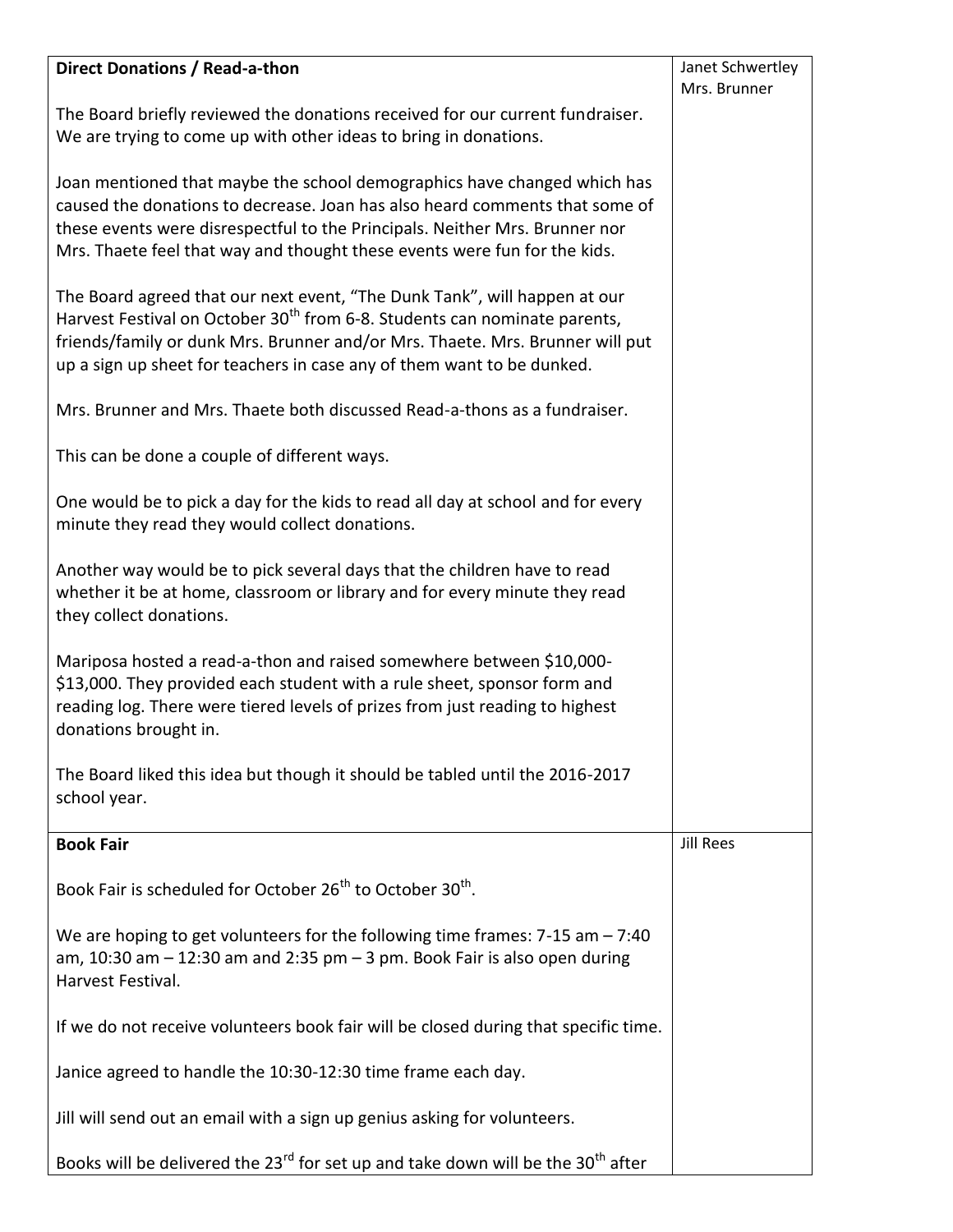| **Direct Donations / Read-a-thon**<br><br>The Board briefly reviewed the donations received for our current fundraiser. We are trying to come up with other ideas to bring in donations.<br><br>Joan mentioned that maybe the school demographics have changed which has caused the donations to decrease. Joan has also heard comments that some of these events were disrespectful to the Principals. Neither Mrs. Brunner nor Mrs. Thaete feel that way and thought these events were fun for the kids.<br><br>The Board agreed that our next event, "The Dunk Tank", will happen at our Harvest Festival on October 30th from 6-8. Students can nominate parents, friends/family or dunk Mrs. Brunner and/or Mrs. Thaete. Mrs. Brunner will put up a sign up sheet for teachers in case any of them want to be dunked.<br><br>Mrs. Brunner and Mrs. Thaete both discussed Read-a-thons as a fundraiser.<br><br>This can be done a couple of different ways.<br><br>One would be to pick a day for the kids to read all day at school and for every minute they read they would collect donations.<br><br>Another way would be to pick several days that the children have to read whether it be at home, classroom or library and for every minute they read they collect donations.<br><br>Mariposa hosted a read-a-thon and raised somewhere between $10,000-$13,000. They provided each student with a rule sheet, sponsor form and reading log. There were tiered levels of prizes from just reading to highest donations brought in.<br><br>The Board liked this idea but though it should be tabled until the 2016-2017 school year. | Janet Schwertley<br>Mrs. Brunner |
|---|---|
| **Book Fair**<br><br>Book Fair is scheduled for October 26th to October 30th.<br><br>We are hoping to get volunteers for the following time frames: 7-15 am – 7:40 am, 10:30 am – 12:30 am and 2:35 pm – 3 pm. Book Fair is also open during Harvest Festival.<br><br>If we do not receive volunteers book fair will be closed during that specific time.<br><br>Janice agreed to handle the 10:30-12:30 time frame each day.<br><br>Jill will send out an email with a sign up genius asking for volunteers.<br><br>Books will be delivered the 23rd for set up and take down will be the 30th after | Jill Rees |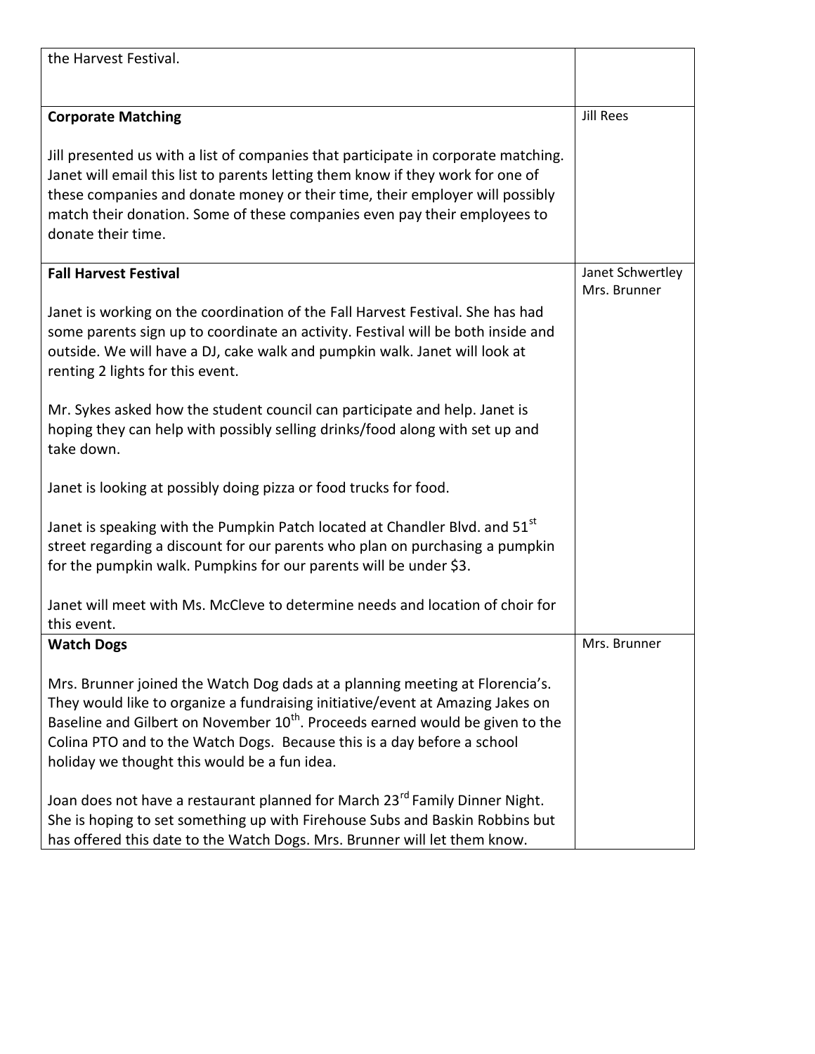| | |
|---|---|
| the Harvest Festival. | |
| **Corporate Matching**<br><br>Jill presented us with a list of companies that participate in corporate matching. Janet will email this list to parents letting them know if they work for one of these companies and donate money or their time, their employer will possibly match their donation. Some of these companies even pay their employees to donate their time. | Jill Rees |
| **Fall Harvest Festival**<br><br>Janet is working on the coordination of the Fall Harvest Festival. She has had some parents sign up to coordinate an activity. Festival will be both inside and outside. We will have a DJ, cake walk and pumpkin walk. Janet will look at renting 2 lights for this event.<br><br>Mr. Sykes asked how the student council can participate and help. Janet is hoping they can help with possibly selling drinks/food along with set up and take down.<br><br>Janet is looking at possibly doing pizza or food trucks for food.<br><br>Janet is speaking with the Pumpkin Patch located at Chandler Blvd. and 51st street regarding a discount for our parents who plan on purchasing a pumpkin for the pumpkin walk. Pumpkins for our parents will be under $3.<br><br>Janet will meet with Ms. McCleve to determine needs and location of choir for this event. | Janet Schwertley<br>Mrs. Brunner |
| **Watch Dogs**<br><br>Mrs. Brunner joined the Watch Dog dads at a planning meeting at Florencia's. They would like to organize a fundraising initiative/event at Amazing Jakes on Baseline and Gilbert on November 10th. Proceeds earned would be given to the Colina PTO and to the Watch Dogs. Because this is a day before a school holiday we thought this would be a fun idea.<br><br>Joan does not have a restaurant planned for March 23rd Family Dinner Night. She is hoping to set something up with Firehouse Subs and Baskin Robbins but has offered this date to the Watch Dogs. Mrs. Brunner will let them know. | Mrs. Brunner |